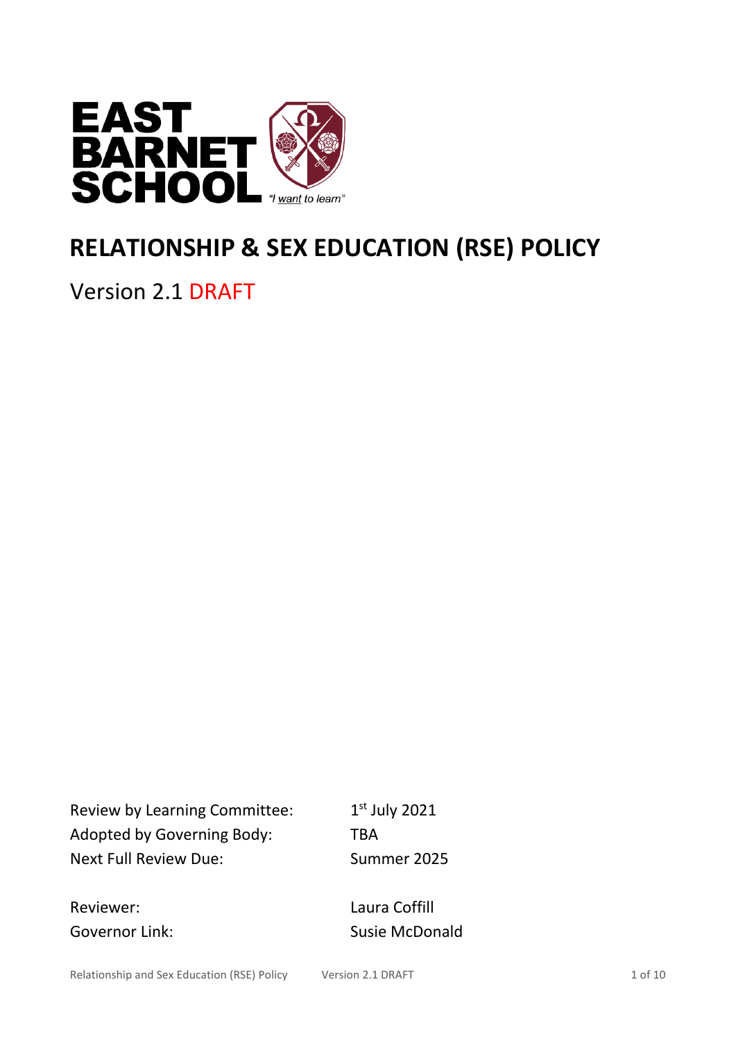EAST BARNET SCHOOL

*"I want to learn"*

# RELATIONSHIP & SEX EDUCATION (RSE) POLICY

Version 2.1 DRAFT

| | |
|---|---|
| Review by Learning Committee: | 1st July 2021 |
| Adopted by Governing Body: | TBA |
| Next Full Review Due: | Summer 2025 |
| | |
| Reviewer: | Laura Coffill |
| Governor Link: | Susie McDonald |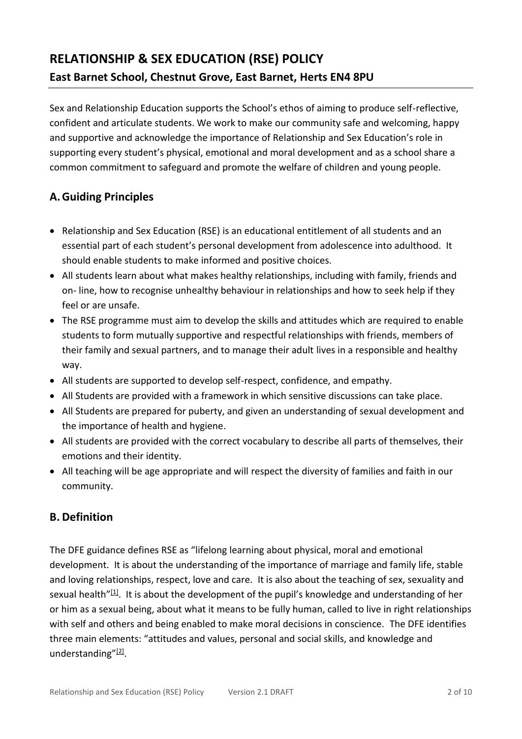# RELATIONSHIP & SEX EDUCATION (RSE) POLICY

## East Barnet School, Chestnut Grove, East Barnet, Herts EN4 8PU

Sex and Relationship Education supports the School's ethos of aiming to produce self-reflective, confident and articulate students. We work to make our community safe and welcoming, happy and supportive and acknowledge the importance of Relationship and Sex Education's role in supporting every student's physical, emotional and moral development and as a school share a common commitment to safeguard and promote the welfare of children and young people.

## A. Guiding Principles

- Relationship and Sex Education (RSE) is an educational entitlement of all students and an essential part of each student's personal development from adolescence into adulthood. It should enable students to make informed and positive choices.
- All students learn about what makes healthy relationships, including with family, friends and on- line, how to recognise unhealthy behaviour in relationships and how to seek help if they feel or are unsafe.
- The RSE programme must aim to develop the skills and attitudes which are required to enable students to form mutually supportive and respectful relationships with friends, members of their family and sexual partners, and to manage their adult lives in a responsible and healthy way.
- All students are supported to develop self-respect, confidence, and empathy.
- All Students are provided with a framework in which sensitive discussions can take place.
- All Students are prepared for puberty, and given an understanding of sexual development and the importance of health and hygiene.
- All students are provided with the correct vocabulary to describe all parts of themselves, their emotions and their identity.
- All teaching will be age appropriate and will respect the diversity of families and faith in our community.

## B. Definition

The DFE guidance defines RSE as "lifelong learning about physical, moral and emotional development. It is about the understanding of the importance of marriage and family life, stable and loving relationships, respect, love and care. It is also about the teaching of sex, sexuality and sexual health"[1]. It is about the development of the pupil's knowledge and understanding of her or him as a sexual being, about what it means to be fully human, called to live in right relationships with self and others and being enabled to make moral decisions in conscience. The DFE identifies three main elements: "attitudes and values, personal and social skills, and knowledge and understanding"[2].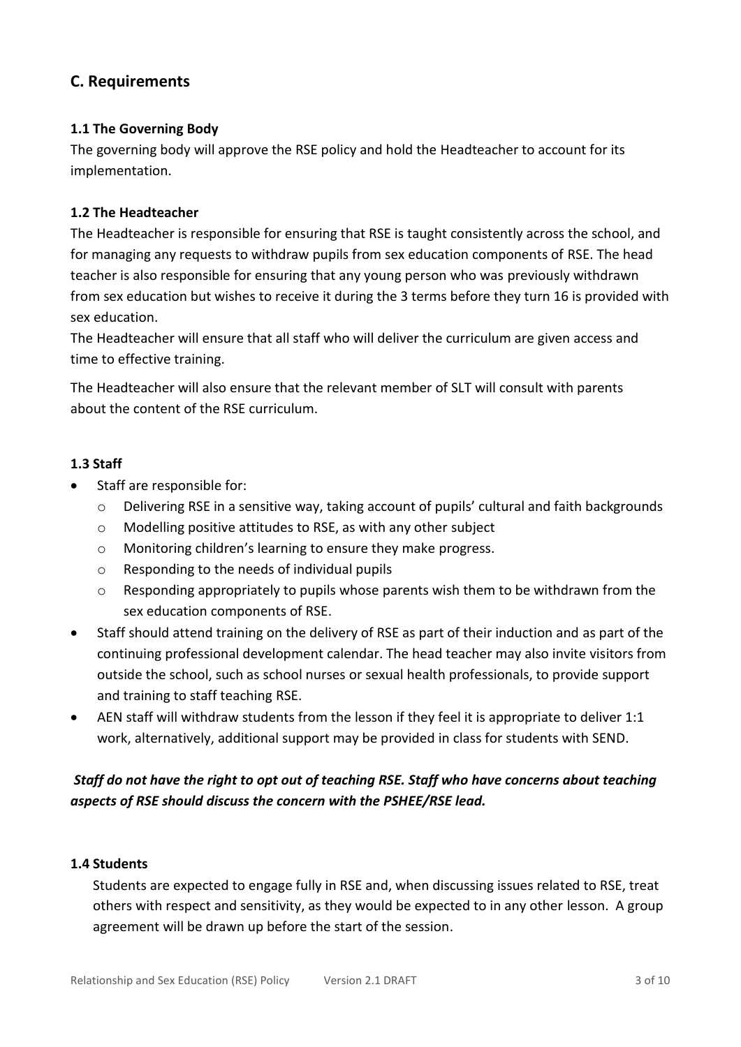## C. Requirements

### 1.1 The Governing Body

The governing body will approve the RSE policy and hold the Headteacher to account for its implementation.

### 1.2 The Headteacher

The Headteacher is responsible for ensuring that RSE is taught consistently across the school, and for managing any requests to withdraw pupils from sex education components of RSE. The head teacher is also responsible for ensuring that any young person who was previously withdrawn from sex education but wishes to receive it during the 3 terms before they turn 16 is provided with sex education.

The Headteacher will ensure that all staff who will deliver the curriculum are given access and time to effective training.

The Headteacher will also ensure that the relevant member of SLT will consult with parents about the content of the RSE curriculum.

### 1.3 Staff

- Staff are responsible for:
  - Delivering RSE in a sensitive way, taking account of pupils' cultural and faith backgrounds
  - Modelling positive attitudes to RSE, as with any other subject
  - Monitoring children's learning to ensure they make progress.
  - Responding to the needs of individual pupils
  - Responding appropriately to pupils whose parents wish them to be withdrawn from the sex education components of RSE.
- Staff should attend training on the delivery of RSE as part of their induction and as part of the continuing professional development calendar. The head teacher may also invite visitors from outside the school, such as school nurses or sexual health professionals, to provide support and training to staff teaching RSE.
- AEN staff will withdraw students from the lesson if they feel it is appropriate to deliver 1:1 work, alternatively, additional support may be provided in class for students with SEND.

***Staff do not have the right to opt out of teaching RSE. Staff who have concerns about teaching aspects of RSE should discuss the concern with the PSHEE/RSE lead.***

### 1.4 Students

Students are expected to engage fully in RSE and, when discussing issues related to RSE, treat others with respect and sensitivity, as they would be expected to in any other lesson. A group agreement will be drawn up before the start of the session.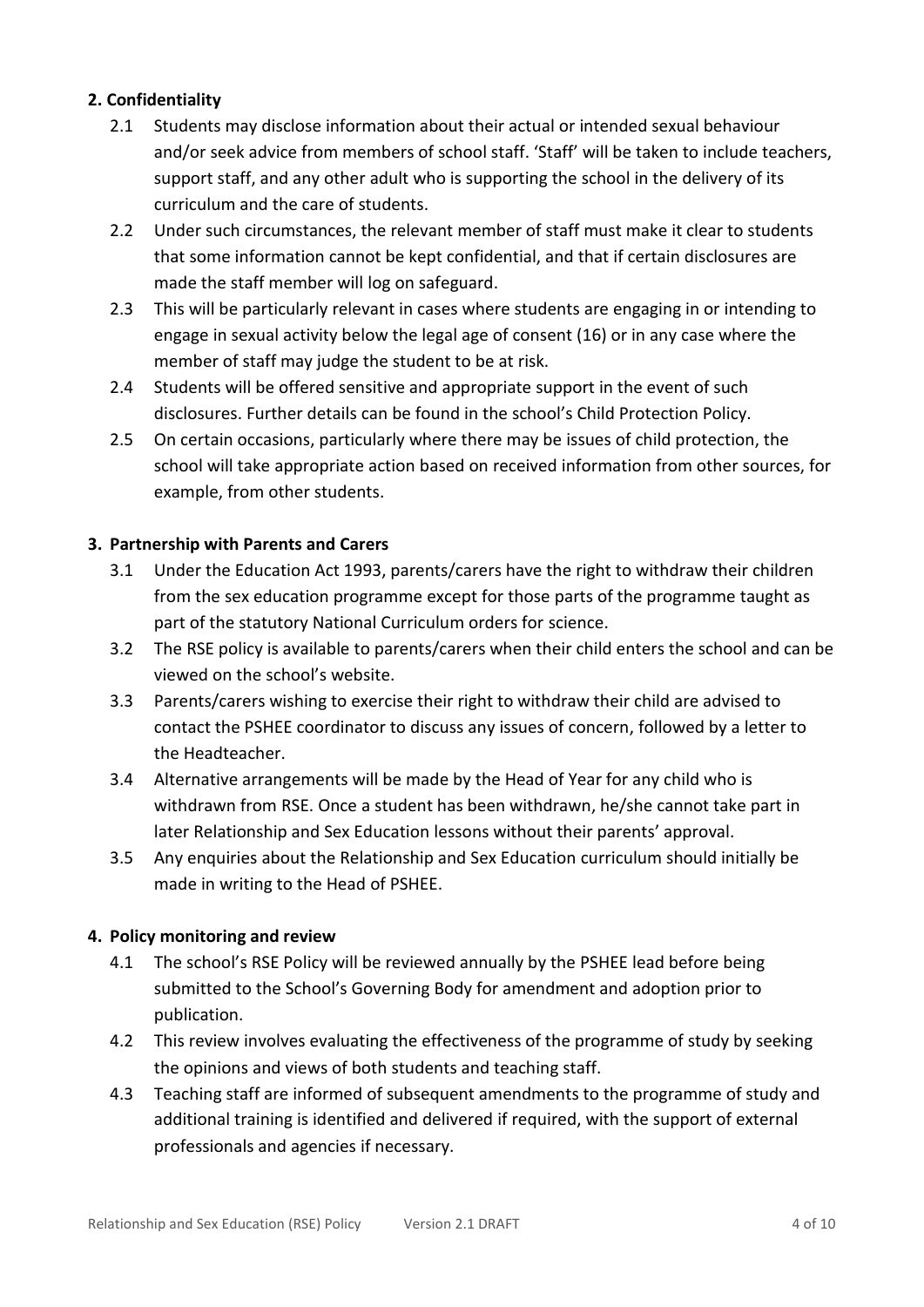## 2. Confidentiality

2.1 Students may disclose information about their actual or intended sexual behaviour and/or seek advice from members of school staff. 'Staff' will be taken to include teachers, support staff, and any other adult who is supporting the school in the delivery of its curriculum and the care of students.

2.2 Under such circumstances, the relevant member of staff must make it clear to students that some information cannot be kept confidential, and that if certain disclosures are made the staff member will log on safeguard.

2.3 This will be particularly relevant in cases where students are engaging in or intending to engage in sexual activity below the legal age of consent (16) or in any case where the member of staff may judge the student to be at risk.

2.4 Students will be offered sensitive and appropriate support in the event of such disclosures. Further details can be found in the school's Child Protection Policy.

2.5 On certain occasions, particularly where there may be issues of child protection, the school will take appropriate action based on received information from other sources, for example, from other students.

## 3. Partnership with Parents and Carers

3.1 Under the Education Act 1993, parents/carers have the right to withdraw their children from the sex education programme except for those parts of the programme taught as part of the statutory National Curriculum orders for science.

3.2 The RSE policy is available to parents/carers when their child enters the school and can be viewed on the school's website.

3.3 Parents/carers wishing to exercise their right to withdraw their child are advised to contact the PSHEE coordinator to discuss any issues of concern, followed by a letter to the Headteacher.

3.4 Alternative arrangements will be made by the Head of Year for any child who is withdrawn from RSE. Once a student has been withdrawn, he/she cannot take part in later Relationship and Sex Education lessons without their parents' approval.

3.5 Any enquiries about the Relationship and Sex Education curriculum should initially be made in writing to the Head of PSHEE.

## 4. Policy monitoring and review

4.1 The school's RSE Policy will be reviewed annually by the PSHEE lead before being submitted to the School's Governing Body for amendment and adoption prior to publication.

4.2 This review involves evaluating the effectiveness of the programme of study by seeking the opinions and views of both students and teaching staff.

4.3 Teaching staff are informed of subsequent amendments to the programme of study and additional training is identified and delivered if required, with the support of external professionals and agencies if necessary.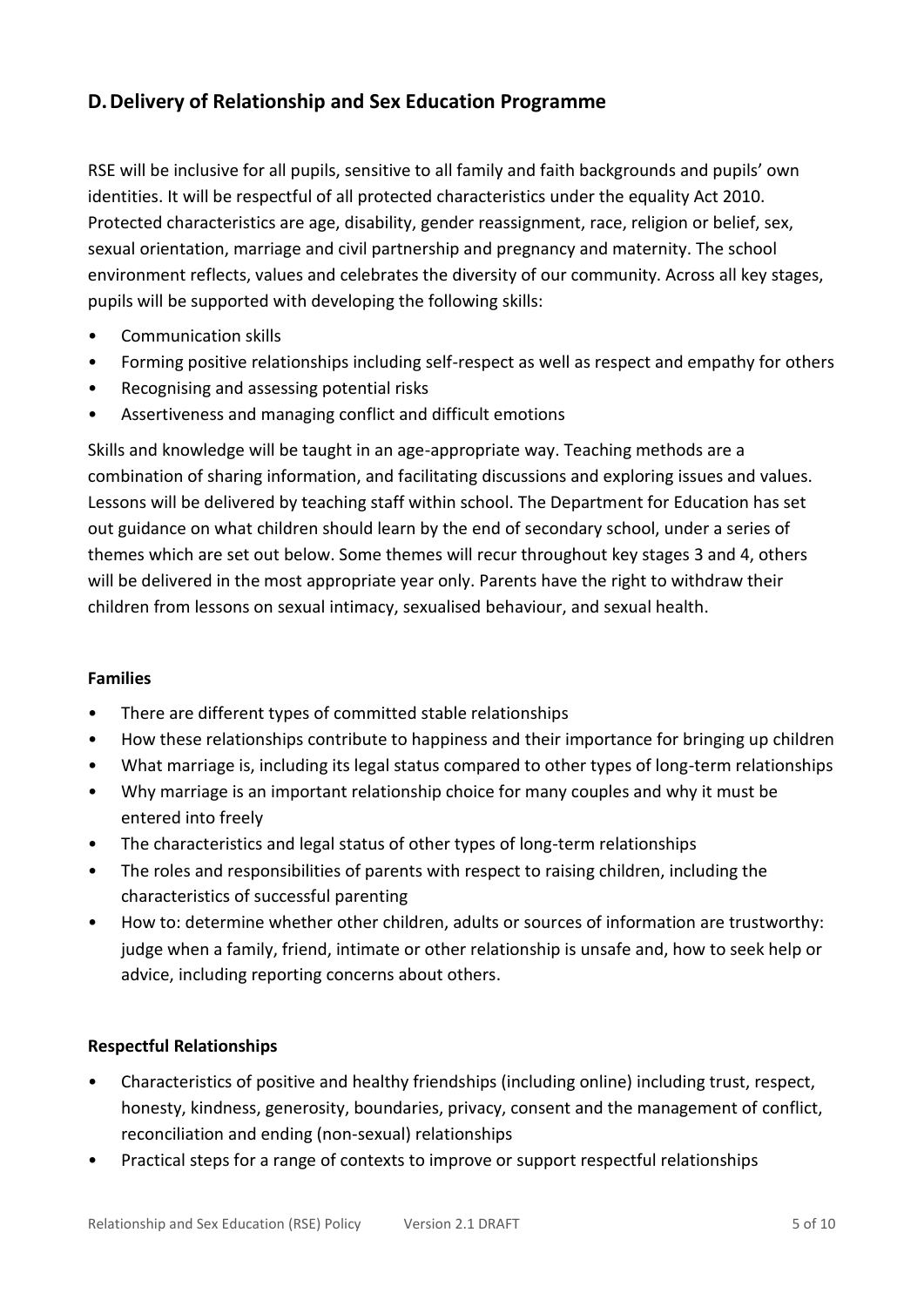## D. Delivery of Relationship and Sex Education Programme

RSE will be inclusive for all pupils, sensitive to all family and faith backgrounds and pupils' own identities. It will be respectful of all protected characteristics under the equality Act 2010. Protected characteristics are age, disability, gender reassignment, race, religion or belief, sex, sexual orientation, marriage and civil partnership and pregnancy and maternity. The school environment reflects, values and celebrates the diversity of our community. Across all key stages, pupils will be supported with developing the following skills:

- Communication skills
- Forming positive relationships including self-respect as well as respect and empathy for others
- Recognising and assessing potential risks
- Assertiveness and managing conflict and difficult emotions

Skills and knowledge will be taught in an age-appropriate way. Teaching methods are a combination of sharing information, and facilitating discussions and exploring issues and values. Lessons will be delivered by teaching staff within school. The Department for Education has set out guidance on what children should learn by the end of secondary school, under a series of themes which are set out below. Some themes will recur throughout key stages 3 and 4, others will be delivered in the most appropriate year only. Parents have the right to withdraw their children from lessons on sexual intimacy, sexualised behaviour, and sexual health.

**Families**

- There are different types of committed stable relationships
- How these relationships contribute to happiness and their importance for bringing up children
- What marriage is, including its legal status compared to other types of long-term relationships
- Why marriage is an important relationship choice for many couples and why it must be entered into freely
- The characteristics and legal status of other types of long-term relationships
- The roles and responsibilities of parents with respect to raising children, including the characteristics of successful parenting
- How to: determine whether other children, adults or sources of information are trustworthy: judge when a family, friend, intimate or other relationship is unsafe and, how to seek help or advice, including reporting concerns about others.

**Respectful Relationships**

- Characteristics of positive and healthy friendships (including online) including trust, respect, honesty, kindness, generosity, boundaries, privacy, consent and the management of conflict, reconciliation and ending (non-sexual) relationships
- Practical steps for a range of contexts to improve or support respectful relationships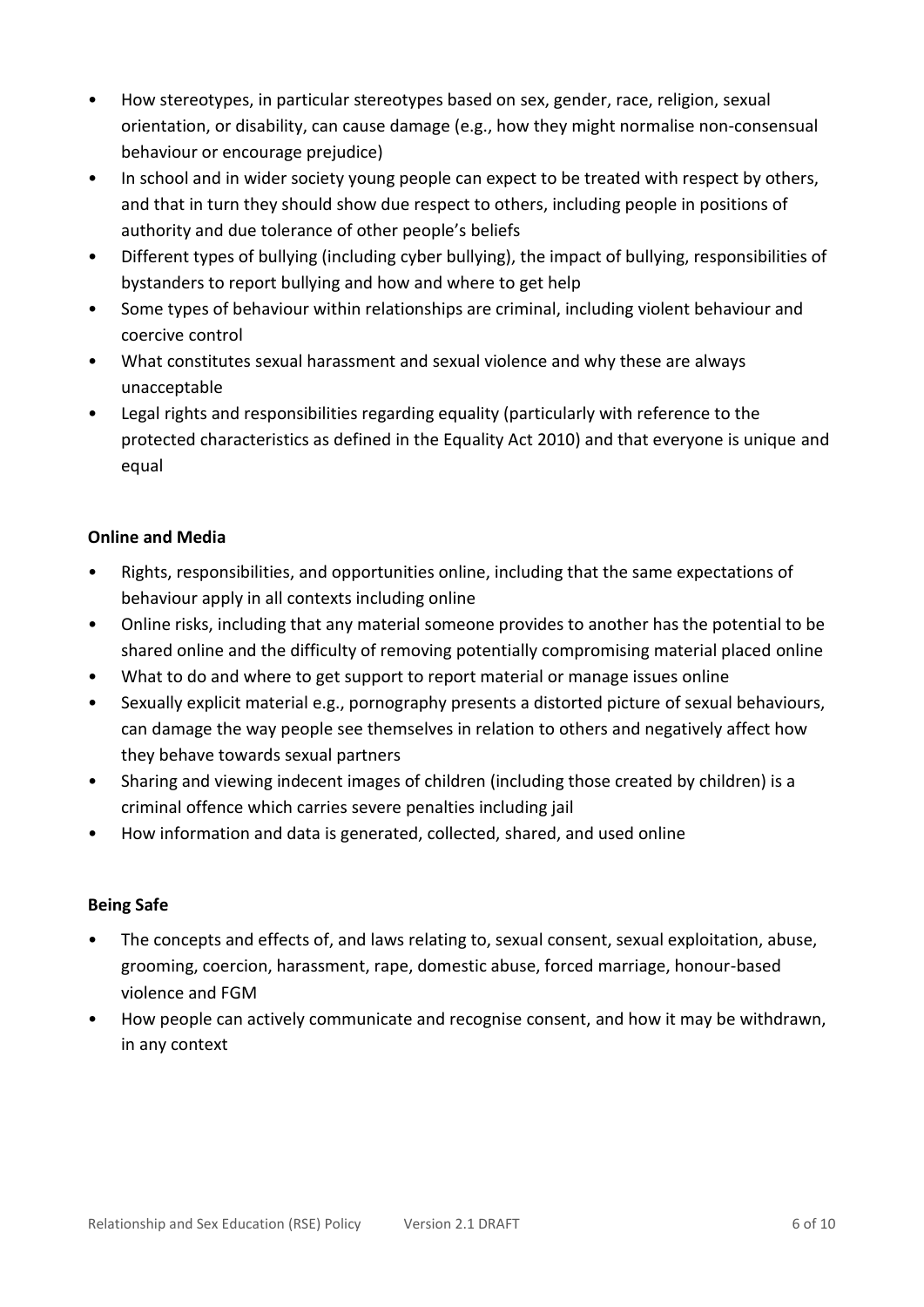- How stereotypes, in particular stereotypes based on sex, gender, race, religion, sexual orientation, or disability, can cause damage (e.g., how they might normalise non-consensual behaviour or encourage prejudice)
- In school and in wider society young people can expect to be treated with respect by others, and that in turn they should show due respect to others, including people in positions of authority and due tolerance of other people's beliefs
- Different types of bullying (including cyber bullying), the impact of bullying, responsibilities of bystanders to report bullying and how and where to get help
- Some types of behaviour within relationships are criminal, including violent behaviour and coercive control
- What constitutes sexual harassment and sexual violence and why these are always unacceptable
- Legal rights and responsibilities regarding equality (particularly with reference to the protected characteristics as defined in the Equality Act 2010) and that everyone is unique and equal

**Online and Media**

- Rights, responsibilities, and opportunities online, including that the same expectations of behaviour apply in all contexts including online
- Online risks, including that any material someone provides to another has the potential to be shared online and the difficulty of removing potentially compromising material placed online
- What to do and where to get support to report material or manage issues online
- Sexually explicit material e.g., pornography presents a distorted picture of sexual behaviours, can damage the way people see themselves in relation to others and negatively affect how they behave towards sexual partners
- Sharing and viewing indecent images of children (including those created by children) is a criminal offence which carries severe penalties including jail
- How information and data is generated, collected, shared, and used online

**Being Safe**

- The concepts and effects of, and laws relating to, sexual consent, sexual exploitation, abuse, grooming, coercion, harassment, rape, domestic abuse, forced marriage, honour-based violence and FGM
- How people can actively communicate and recognise consent, and how it may be withdrawn, in any context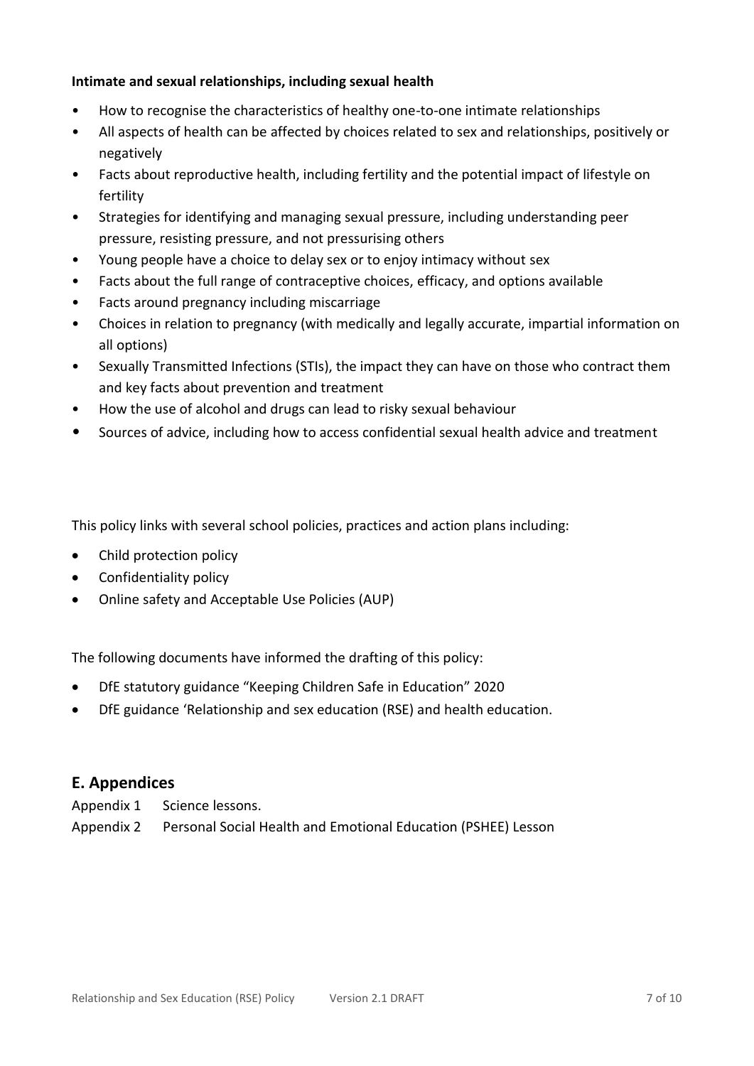**Intimate and sexual relationships, including sexual health**

- How to recognise the characteristics of healthy one-to-one intimate relationships
- All aspects of health can be affected by choices related to sex and relationships, positively or negatively
- Facts about reproductive health, including fertility and the potential impact of lifestyle on fertility
- Strategies for identifying and managing sexual pressure, including understanding peer pressure, resisting pressure, and not pressurising others
- Young people have a choice to delay sex or to enjoy intimacy without sex
- Facts about the full range of contraceptive choices, efficacy, and options available
- Facts around pregnancy including miscarriage
- Choices in relation to pregnancy (with medically and legally accurate, impartial information on all options)
- Sexually Transmitted Infections (STIs), the impact they can have on those who contract them and key facts about prevention and treatment
- How the use of alcohol and drugs can lead to risky sexual behaviour
- Sources of advice, including how to access confidential sexual health advice and treatment

This policy links with several school policies, practices and action plans including:

- Child protection policy
- Confidentiality policy
- Online safety and Acceptable Use Policies (AUP)

The following documents have informed the drafting of this policy:

- DfE statutory guidance "Keeping Children Safe in Education" 2020
- DfE guidance 'Relationship and sex education (RSE) and health education.

## E. Appendices

Appendix 1 Science lessons.

Appendix 2 Personal Social Health and Emotional Education (PSHEE) Lesson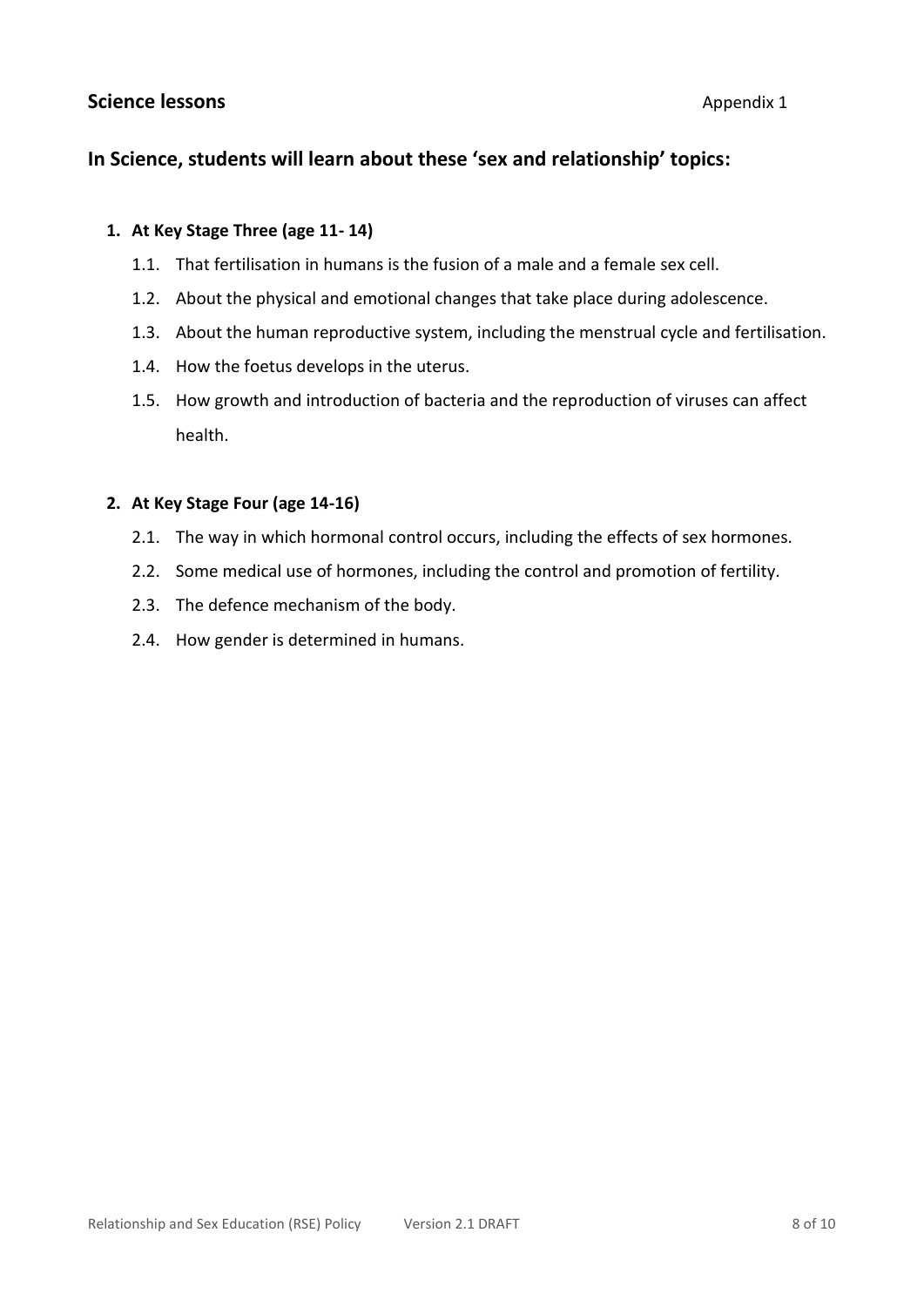## Science lessons

Appendix 1

## In Science, students will learn about these ‘sex and relationship’ topics:

1. **At Key Stage Three (age 11- 14)**
   - 1.1. That fertilisation in humans is the fusion of a male and a female sex cell.
   - 1.2. About the physical and emotional changes that take place during adolescence.
   - 1.3. About the human reproductive system, including the menstrual cycle and fertilisation.
   - 1.4. How the foetus develops in the uterus.
   - 1.5. How growth and introduction of bacteria and the reproduction of viruses can affect health.

2. **At Key Stage Four (age 14-16)**
   - 2.1. The way in which hormonal control occurs, including the effects of sex hormones.
   - 2.2. Some medical use of hormones, including the control and promotion of fertility.
   - 2.3. The defence mechanism of the body.
   - 2.4. How gender is determined in humans.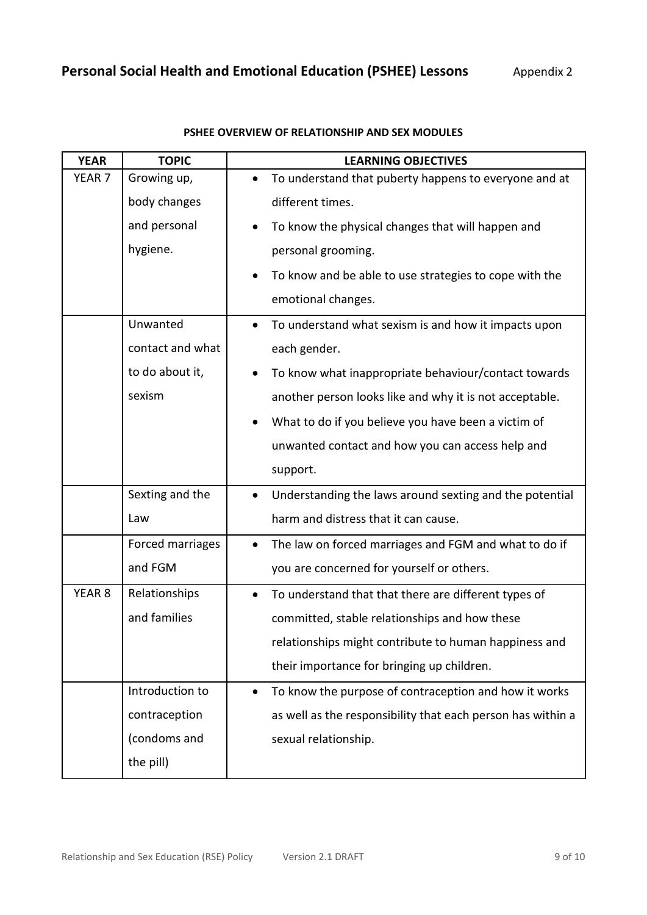## Personal Social Health and Emotional Education (PSHEE) Lessons

Appendix 2

**PSHEE OVERVIEW OF RELATIONSHIP AND SEX MODULES**

| YEAR | TOPIC | LEARNING OBJECTIVES |
| --- | --- | --- |
| YEAR 7 | Growing up, body changes and personal hygiene. | • To understand that puberty happens to everyone and at different times.<br>• To know the physical changes that will happen and personal grooming.<br>• To know and be able to use strategies to cope with the emotional changes. |
| | Unwanted contact and what to do about it, sexism | • To understand what sexism is and how it impacts upon each gender.<br>• To know what inappropriate behaviour/contact towards another person looks like and why it is not acceptable.<br>• What to do if you believe you have been a victim of unwanted contact and how you can access help and support. |
| | Sexting and the Law | • Understanding the laws around sexting and the potential harm and distress that it can cause. |
| | Forced marriages and FGM | • The law on forced marriages and FGM and what to do if you are concerned for yourself or others. |
| YEAR 8 | Relationships and families | • To understand that that there are different types of committed, stable relationships and how these relationships might contribute to human happiness and their importance for bringing up children. |
| | Introduction to contraception (condoms and the pill) | • To know the purpose of contraception and how it works as well as the responsibility that each person has within a sexual relationship. |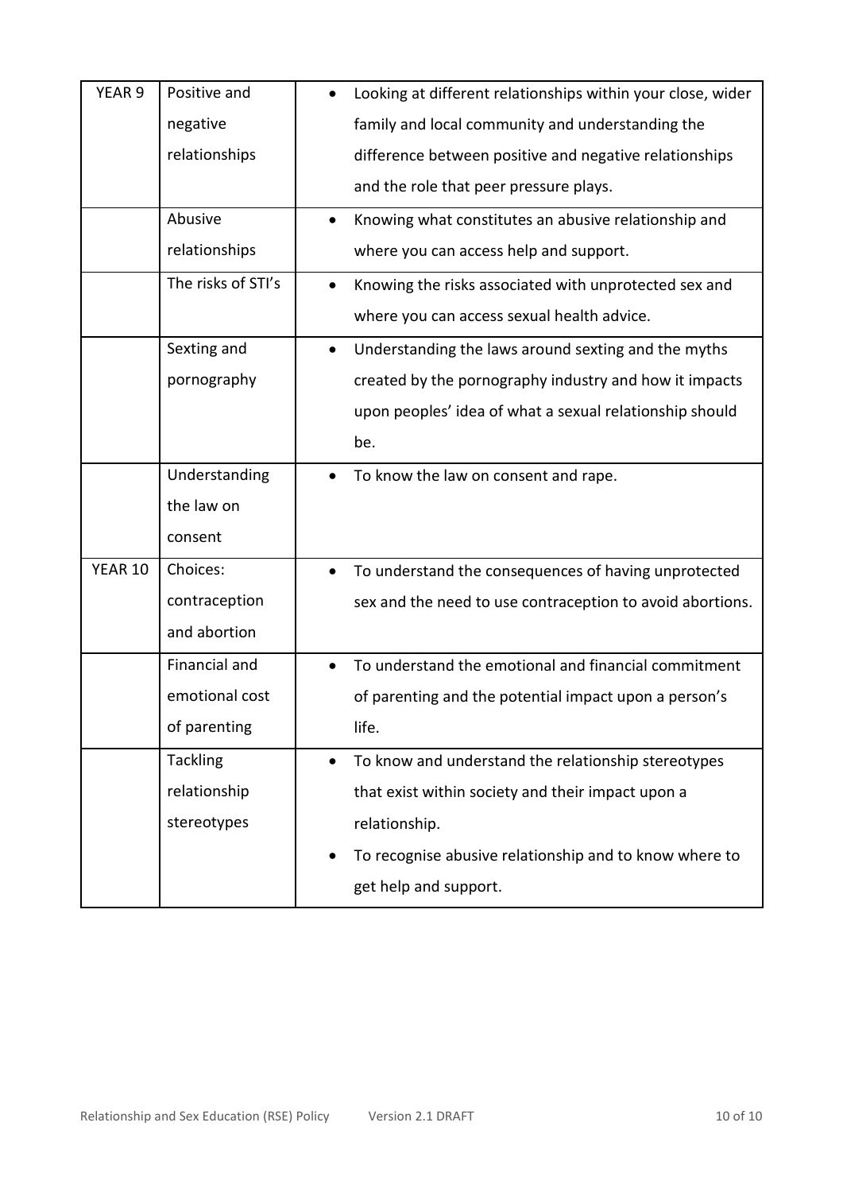| | | |
|---|---|---|
| YEAR 9 | Positive and negative relationships | • Looking at different relationships within your close, wider family and local community and understanding the difference between positive and negative relationships and the role that peer pressure plays. |
| | Abusive relationships | • Knowing what constitutes an abusive relationship and where you can access help and support. |
| | The risks of STI's | • Knowing the risks associated with unprotected sex and where you can access sexual health advice. |
| | Sexting and pornography | • Understanding the laws around sexting and the myths created by the pornography industry and how it impacts upon peoples' idea of what a sexual relationship should be. |
| | Understanding the law on consent | • To know the law on consent and rape. |
| YEAR 10 | Choices: contraception and abortion | • To understand the consequences of having unprotected sex and the need to use contraception to avoid abortions. |
| | Financial and emotional cost of parenting | • To understand the emotional and financial commitment of parenting and the potential impact upon a person's life. |
| | Tackling relationship stereotypes | • To know and understand the relationship stereotypes that exist within society and their impact upon a relationship.<br>• To recognise abusive relationship and to know where to get help and support. |